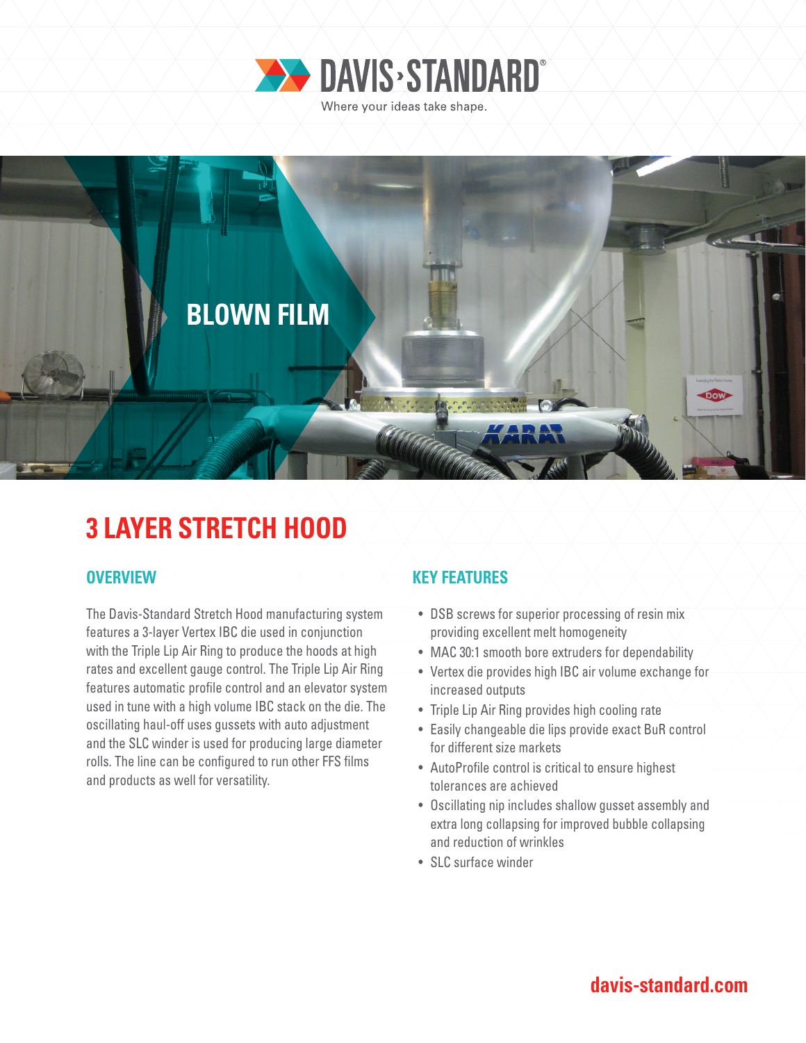DAVIS·STANDARD®

Where your ideas take shape.

BLOWN FILM

# 3 LAYER STRETCH HOOD

## OVERVIEW

The Davis-Standard Stretch Hood manufacturing system features a 3-layer Vertex IBC die used in conjunction with the Triple Lip Air Ring to produce the hoods at high rates and excellent gauge control. The Triple Lip Air Ring features automatic profile control and an elevator system used in tune with a high volume IBC stack on the die. The oscillating haul-off uses gussets with auto adjustment and the SLC winder is used for producing large diameter rolls. The line can be configured to run other FFS films and products as well for versatility.

## KEY FEATURES

- DSB screws for superior processing of resin mix providing excellent melt homogeneity
- MAC 30:1 smooth bore extruders for dependability
- Vertex die provides high IBC air volume exchange for increased outputs
- Triple Lip Air Ring provides high cooling rate
- Easily changeable die lips provide exact BuR control for different size markets
- AutoProfile control is critical to ensure highest tolerances are achieved
- Oscillating nip includes shallow gusset assembly and extra long collapsing for improved bubble collapsing and reduction of wrinkles
- SLC surface winder

davis-standard.com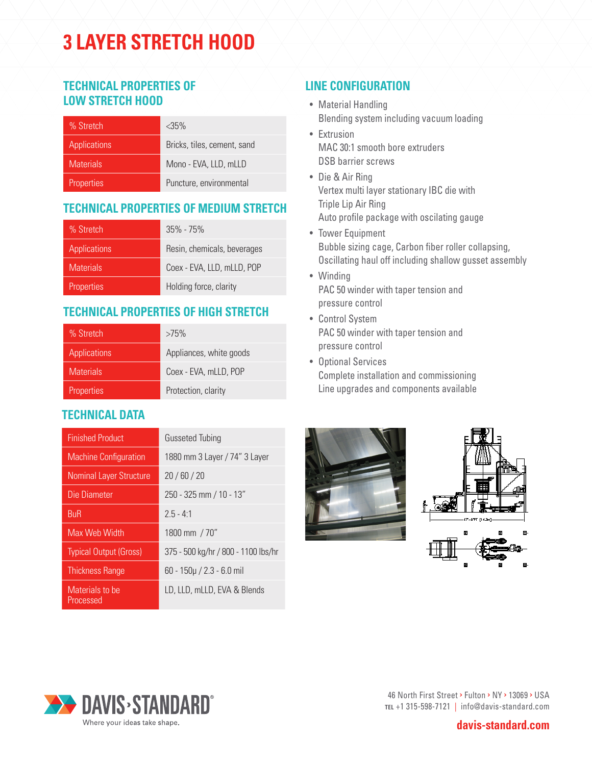# 3 LAYER STRETCH HOOD

## TECHNICAL PROPERTIES OF LOW STRETCH HOOD

| | |
|---|---|
| % Stretch | <35% |
| Applications | Bricks, tiles, cement, sand |
| Materials | Mono - EVA, LLD, mLLD |
| Properties | Puncture, environmental |

## TECHNICAL PROPERTIES OF MEDIUM STRETCH

| | |
|---|---|
| % Stretch | 35% - 75% |
| Applications | Resin, chemicals, beverages |
| Materials | Coex - EVA, LLD, mLLD, POP |
| Properties | Holding force, clarity |

## TECHNICAL PROPERTIES OF HIGH STRETCH

| | |
|---|---|
| % Stretch | >75% |
| Applications | Appliances, white goods |
| Materials | Coex - EVA, mLLD, POP |
| Properties | Protection, clarity |

## TECHNICAL DATA

| | |
|---|---|
| Finished Product | Gusseted Tubing |
| Machine Configuration | 1880 mm 3 Layer / 74" 3 Layer |
| Nominal Layer Structure | 20 / 60 / 20 |
| Die Diameter | 250 - 325 mm / 10 - 13" |
| BuR | 2.5 - 4:1 |
| Max Web Width | 1800 mm / 70" |
| Typical Output (Gross) | 375 - 500 kg/hr / 800 - 1100 lbs/hr |
| Thickness Range | 60 - 150μ / 2.3 - 6.0 mil |
| Materials to be Processed | LD, LLD, mLLD, EVA & Blends |

## LINE CONFIGURATION

- Material Handling
  Blending system including vacuum loading
- Extrusion
  MAC 30:1 smooth bore extruders
  DSB barrier screws
- Die & Air Ring
  Vertex multi layer stationary IBC die with
  Triple Lip Air Ring
  Auto profile package with oscilating gauge
- Tower Equipment
  Bubble sizing cage, Carbon fiber roller collapsing,
  Oscillating haul off including shallow gusset assembly
- Winding
  PAC 50 winder with taper tension and
  pressure control
- Control System
  PAC 50 winder with taper tension and
  pressure control
- Optional Services
  Complete installation and commissioning
  Line upgrades and components available

DAVIS·STANDARD®
Where your ideas take shape.

46 North First Street › Fulton › NY › 13069 › USA
TEL +1 315-598-7121 | info@davis-standard.com
davis-standard.com